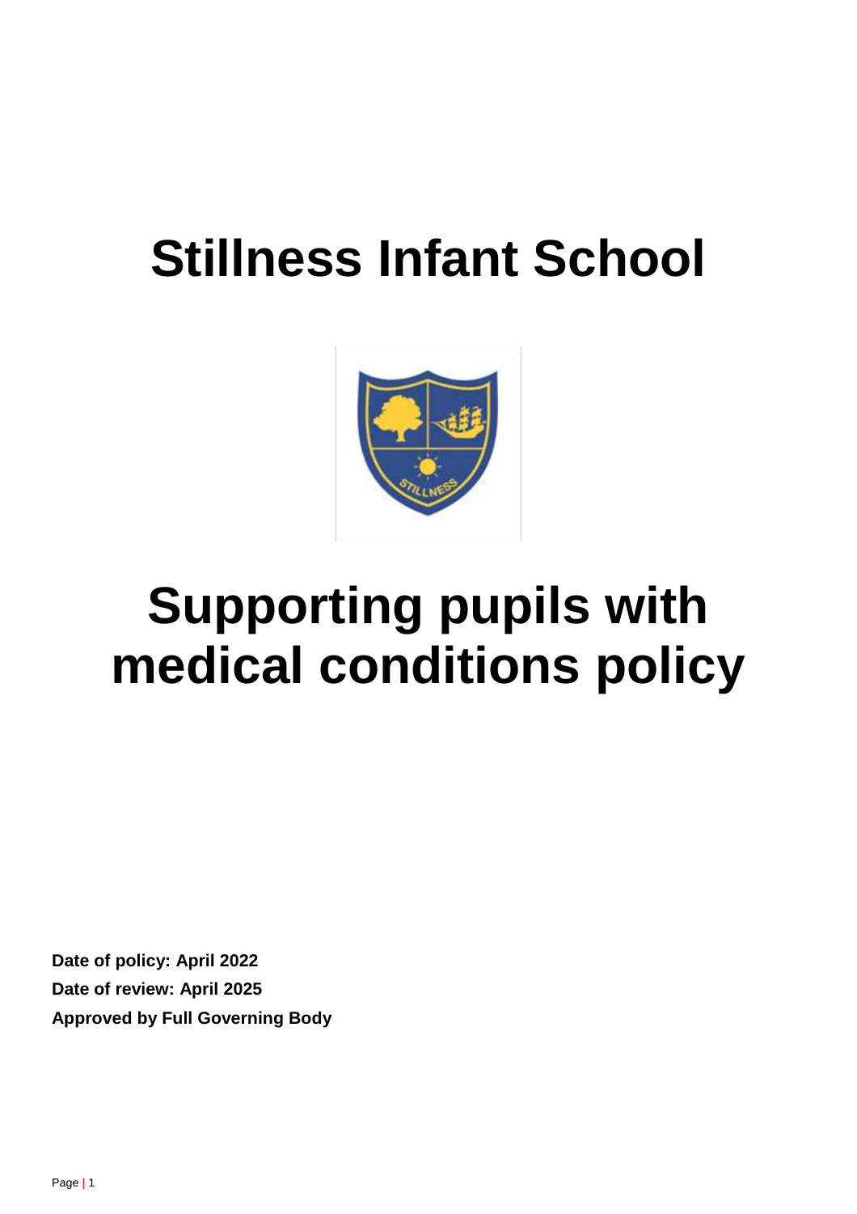# Stillness Infant School

# Supporting pupils with medical conditions policy

**Date of policy: April 2022**

**Date of review: April 2025**

**Approved by Full Governing Body**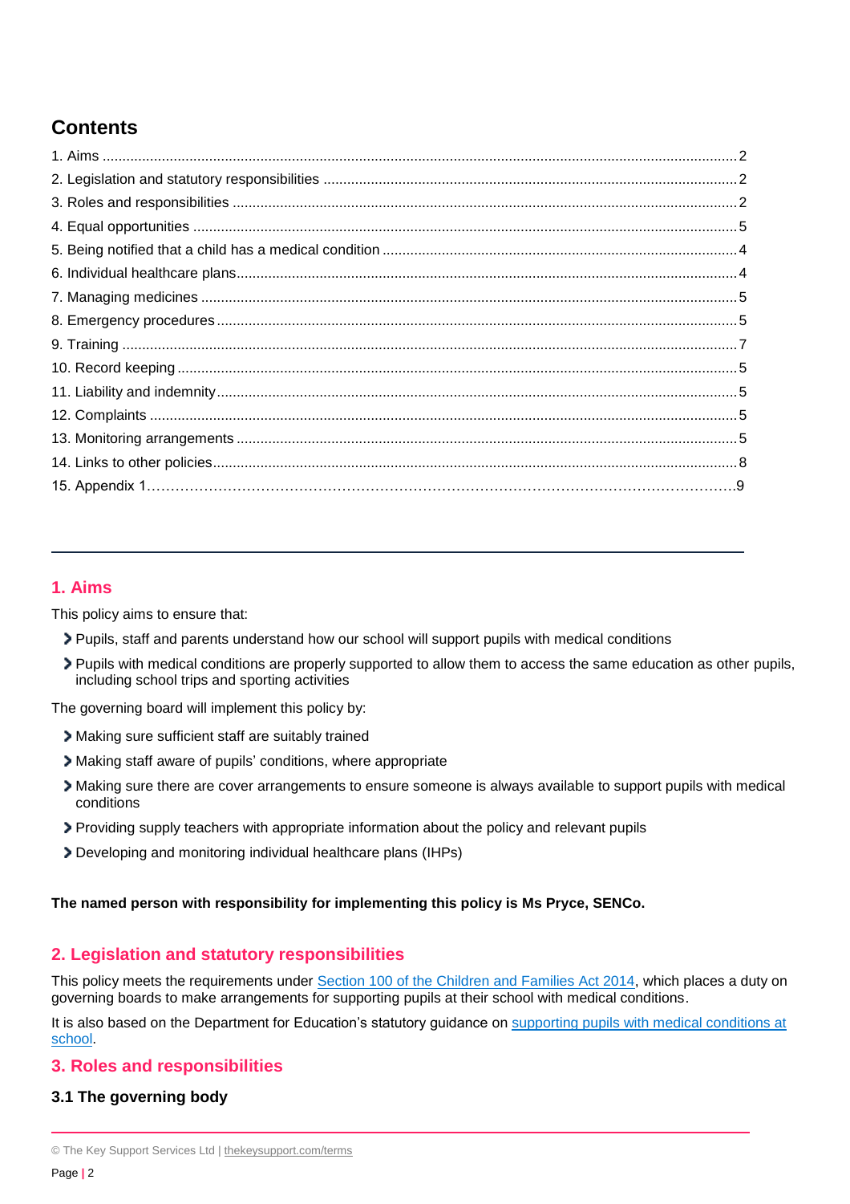## Contents

1. Aims ........................................................................................................................................... 2
2. Legislation and statutory responsibilities ..................................................................................... 2
3. Roles and responsibilities ............................................................................................................ 2
4. Equal opportunities ..................................................................................................................... 5
5. Being notified that a child has a medical condition ...................................................................... 4
6. Individual healthcare plans........................................................................................................... 4
7. Managing medicines .................................................................................................................... 5
8. Emergency procedures ................................................................................................................ 5
9. Training ....................................................................................................................................... 7
10. Record keeping .......................................................................................................................... 5
11. Liability and indemnity ................................................................................................................ 5
12. Complaints ................................................................................................................................. 5
13. Monitoring arrangements ............................................................................................................ 5
14. Links to other policies ................................................................................................................. 8
15. Appendix 1…………………………………………………………………………………………………….9

---

## 1. Aims

This policy aims to ensure that:

- Pupils, staff and parents understand how our school will support pupils with medical conditions
- Pupils with medical conditions are properly supported to allow them to access the same education as other pupils, including school trips and sporting activities

The governing board will implement this policy by:

- Making sure sufficient staff are suitably trained
- Making staff aware of pupils' conditions, where appropriate
- Making sure there are cover arrangements to ensure someone is always available to support pupils with medical conditions
- Providing supply teachers with appropriate information about the policy and relevant pupils
- Developing and monitoring individual healthcare plans (IHPs)

**The named person with responsibility for implementing this policy is Ms Pryce, SENCo.**

## 2. Legislation and statutory responsibilities

This policy meets the requirements under Section 100 of the Children and Families Act 2014, which places a duty on governing boards to make arrangements for supporting pupils at their school with medical conditions.

It is also based on the Department for Education's statutory guidance on supporting pupils with medical conditions at school.

## 3. Roles and responsibilities

### 3.1 The governing body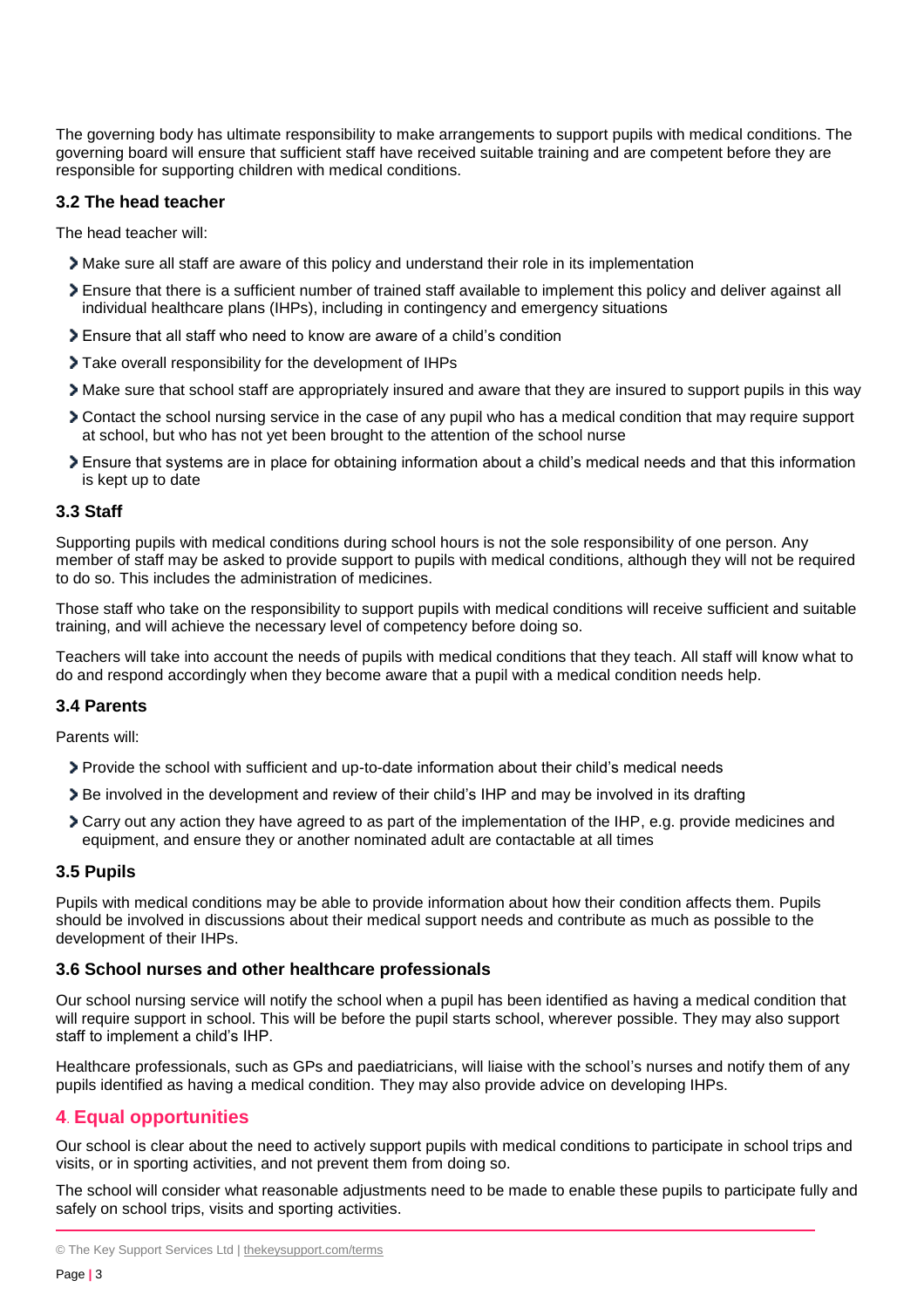The governing body has ultimate responsibility to make arrangements to support pupils with medical conditions. The governing board will ensure that sufficient staff have received suitable training and are competent before they are responsible for supporting children with medical conditions.

### 3.2 The head teacher

The head teacher will:

- Make sure all staff are aware of this policy and understand their role in its implementation
- Ensure that there is a sufficient number of trained staff available to implement this policy and deliver against all individual healthcare plans (IHPs), including in contingency and emergency situations
- Ensure that all staff who need to know are aware of a child's condition
- Take overall responsibility for the development of IHPs
- Make sure that school staff are appropriately insured and aware that they are insured to support pupils in this way
- Contact the school nursing service in the case of any pupil who has a medical condition that may require support at school, but who has not yet been brought to the attention of the school nurse
- Ensure that systems are in place for obtaining information about a child's medical needs and that this information is kept up to date

### 3.3 Staff

Supporting pupils with medical conditions during school hours is not the sole responsibility of one person. Any member of staff may be asked to provide support to pupils with medical conditions, although they will not be required to do so. This includes the administration of medicines.

Those staff who take on the responsibility to support pupils with medical conditions will receive sufficient and suitable training, and will achieve the necessary level of competency before doing so.

Teachers will take into account the needs of pupils with medical conditions that they teach. All staff will know what to do and respond accordingly when they become aware that a pupil with a medical condition needs help.

### 3.4 Parents

Parents will:

- Provide the school with sufficient and up-to-date information about their child's medical needs
- Be involved in the development and review of their child's IHP and may be involved in its drafting
- Carry out any action they have agreed to as part of the implementation of the IHP, e.g. provide medicines and equipment, and ensure they or another nominated adult are contactable at all times

### 3.5 Pupils

Pupils with medical conditions may be able to provide information about how their condition affects them. Pupils should be involved in discussions about their medical support needs and contribute as much as possible to the development of their IHPs.

### 3.6 School nurses and other healthcare professionals

Our school nursing service will notify the school when a pupil has been identified as having a medical condition that will require support in school. This will be before the pupil starts school, wherever possible. They may also support staff to implement a child's IHP.

Healthcare professionals, such as GPs and paediatricians, will liaise with the school's nurses and notify them of any pupils identified as having a medical condition. They may also provide advice on developing IHPs.

## 4. Equal opportunities

Our school is clear about the need to actively support pupils with medical conditions to participate in school trips and visits, or in sporting activities, and not prevent them from doing so.

The school will consider what reasonable adjustments need to be made to enable these pupils to participate fully and safely on school trips, visits and sporting activities.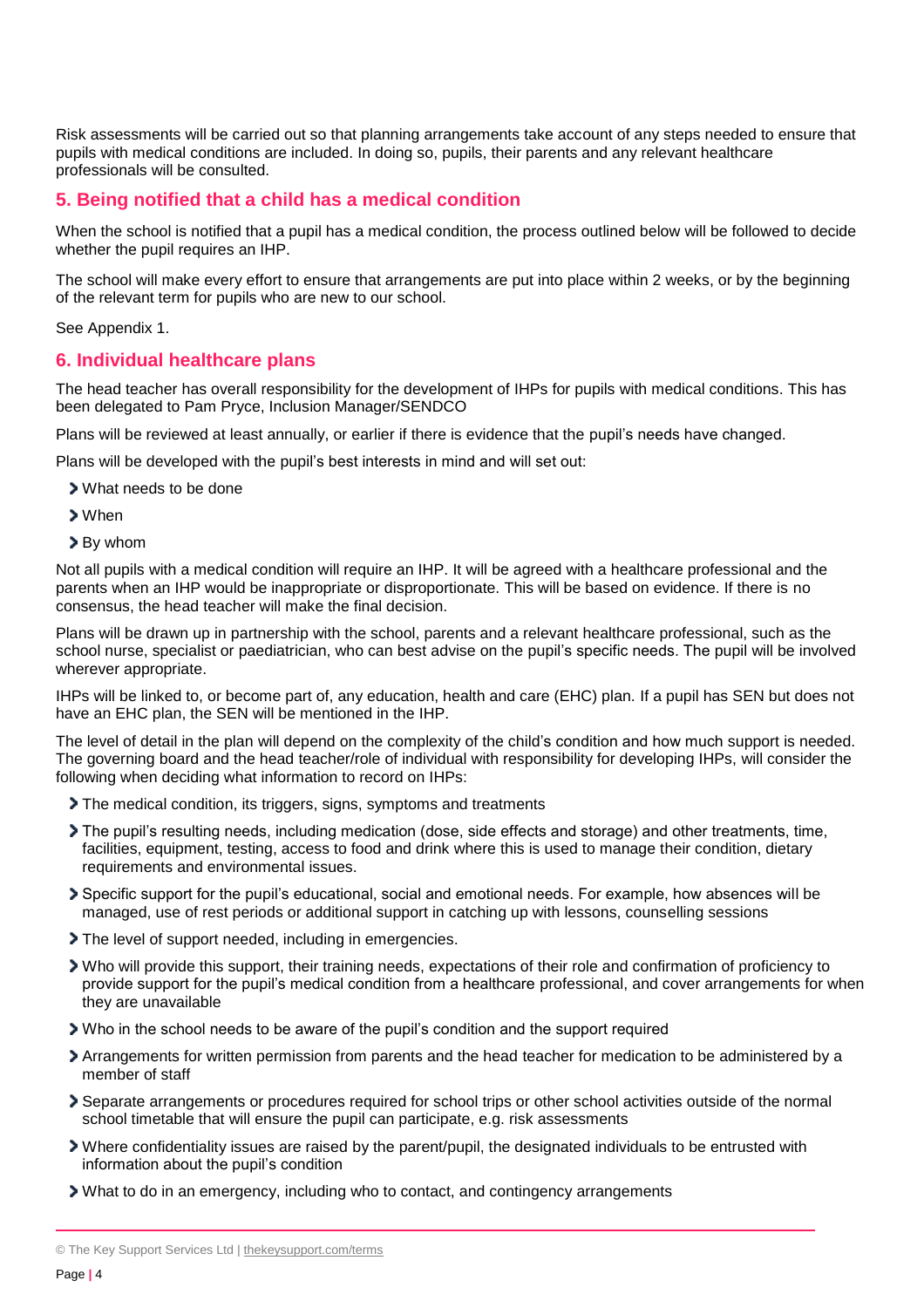Risk assessments will be carried out so that planning arrangements take account of any steps needed to ensure that pupils with medical conditions are included. In doing so, pupils, their parents and any relevant healthcare professionals will be consulted.

## 5. Being notified that a child has a medical condition

When the school is notified that a pupil has a medical condition, the process outlined below will be followed to decide whether the pupil requires an IHP.

The school will make every effort to ensure that arrangements are put into place within 2 weeks, or by the beginning of the relevant term for pupils who are new to our school.

See Appendix 1.

## 6. Individual healthcare plans

The head teacher has overall responsibility for the development of IHPs for pupils with medical conditions. This has been delegated to Pam Pryce, Inclusion Manager/SENDCO

Plans will be reviewed at least annually, or earlier if there is evidence that the pupil's needs have changed.

Plans will be developed with the pupil's best interests in mind and will set out:

- What needs to be done
- When
- By whom

Not all pupils with a medical condition will require an IHP. It will be agreed with a healthcare professional and the parents when an IHP would be inappropriate or disproportionate. This will be based on evidence. If there is no consensus, the head teacher will make the final decision.

Plans will be drawn up in partnership with the school, parents and a relevant healthcare professional, such as the school nurse, specialist or paediatrician, who can best advise on the pupil's specific needs. The pupil will be involved wherever appropriate.

IHPs will be linked to, or become part of, any education, health and care (EHC) plan. If a pupil has SEN but does not have an EHC plan, the SEN will be mentioned in the IHP.

The level of detail in the plan will depend on the complexity of the child's condition and how much support is needed. The governing board and the head teacher/role of individual with responsibility for developing IHPs, will consider the following when deciding what information to record on IHPs:

- The medical condition, its triggers, signs, symptoms and treatments
- The pupil's resulting needs, including medication (dose, side effects and storage) and other treatments, time, facilities, equipment, testing, access to food and drink where this is used to manage their condition, dietary requirements and environmental issues.
- Specific support for the pupil's educational, social and emotional needs. For example, how absences will be managed, use of rest periods or additional support in catching up with lessons, counselling sessions
- The level of support needed, including in emergencies.
- Who will provide this support, their training needs, expectations of their role and confirmation of proficiency to provide support for the pupil's medical condition from a healthcare professional, and cover arrangements for when they are unavailable
- Who in the school needs to be aware of the pupil's condition and the support required
- Arrangements for written permission from parents and the head teacher for medication to be administered by a member of staff
- Separate arrangements or procedures required for school trips or other school activities outside of the normal school timetable that will ensure the pupil can participate, e.g. risk assessments
- Where confidentiality issues are raised by the parent/pupil, the designated individuals to be entrusted with information about the pupil's condition
- What to do in an emergency, including who to contact, and contingency arrangements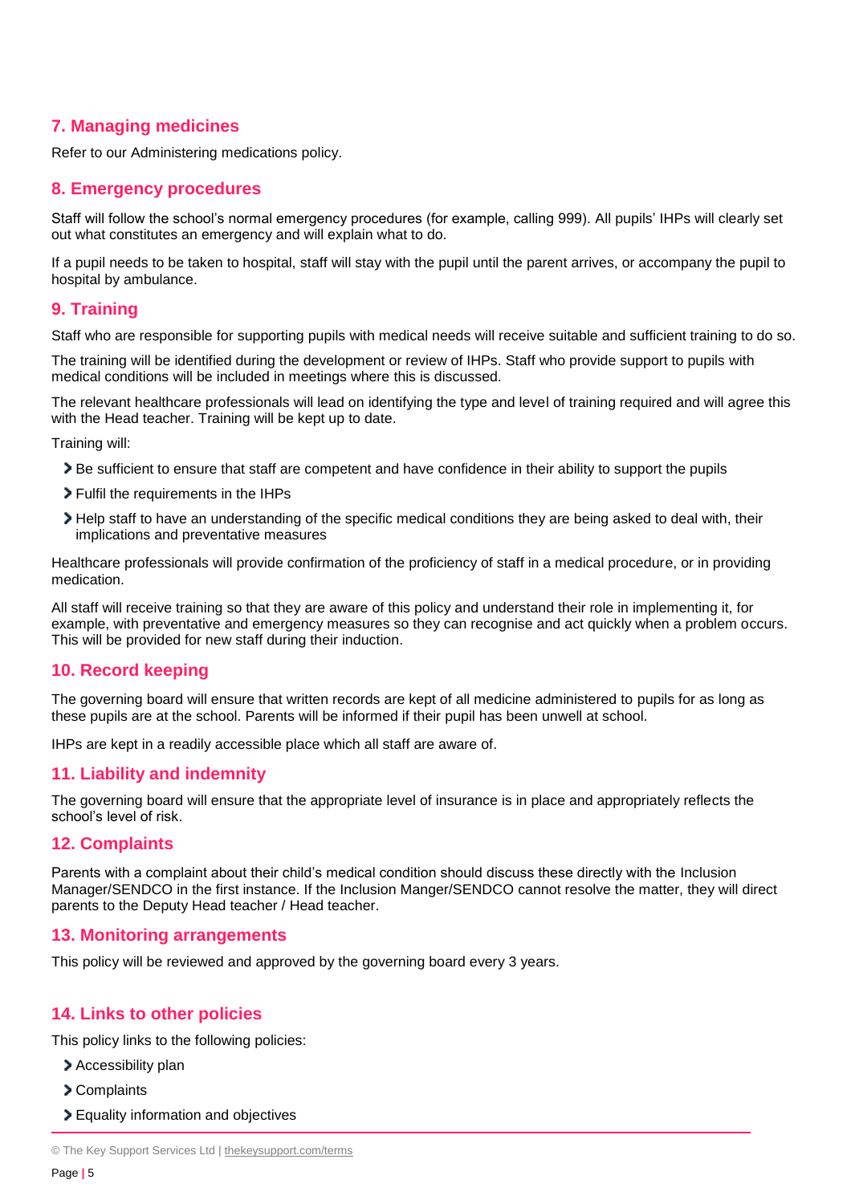## 7. Managing medicines

Refer to our Administering medications policy.

## 8. Emergency procedures

Staff will follow the school's normal emergency procedures (for example, calling 999). All pupils' IHPs will clearly set out what constitutes an emergency and will explain what to do.

If a pupil needs to be taken to hospital, staff will stay with the pupil until the parent arrives, or accompany the pupil to hospital by ambulance.

## 9. Training

Staff who are responsible for supporting pupils with medical needs will receive suitable and sufficient training to do so.

The training will be identified during the development or review of IHPs. Staff who provide support to pupils with medical conditions will be included in meetings where this is discussed.

The relevant healthcare professionals will lead on identifying the type and level of training required and will agree this with the Head teacher. Training will be kept up to date.

Training will:

- Be sufficient to ensure that staff are competent and have confidence in their ability to support the pupils
- Fulfil the requirements in the IHPs
- Help staff to have an understanding of the specific medical conditions they are being asked to deal with, their implications and preventative measures

Healthcare professionals will provide confirmation of the proficiency of staff in a medical procedure, or in providing medication.

All staff will receive training so that they are aware of this policy and understand their role in implementing it, for example, with preventative and emergency measures so they can recognise and act quickly when a problem occurs. This will be provided for new staff during their induction.

## 10. Record keeping

The governing board will ensure that written records are kept of all medicine administered to pupils for as long as these pupils are at the school. Parents will be informed if their pupil has been unwell at school.

IHPs are kept in a readily accessible place which all staff are aware of.

## 11. Liability and indemnity

The governing board will ensure that the appropriate level of insurance is in place and appropriately reflects the school's level of risk.

## 12. Complaints

Parents with a complaint about their child's medical condition should discuss these directly with the Inclusion Manager/SENDCO in the first instance. If the Inclusion Manger/SENDCO cannot resolve the matter, they will direct parents to the Deputy Head teacher / Head teacher.

## 13. Monitoring arrangements

This policy will be reviewed and approved by the governing board every 3 years.

## 14. Links to other policies

This policy links to the following policies:

- Accessibility plan
- Complaints
- Equality information and objectives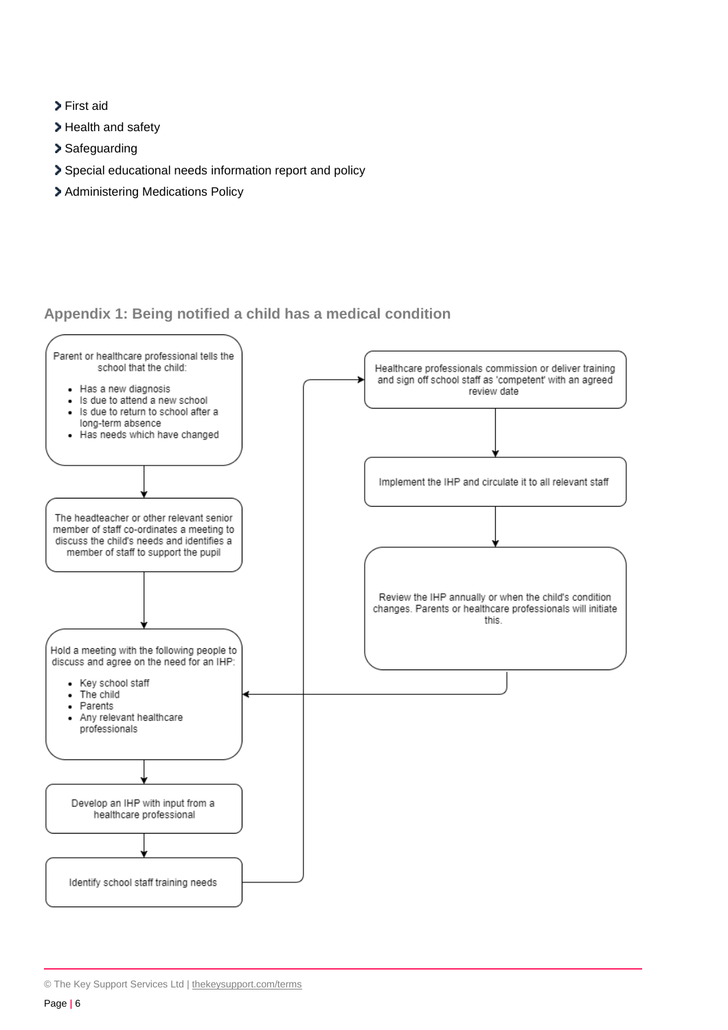- First aid
- Health and safety
- Safeguarding
- Special educational needs information report and policy
- Administering Medications Policy

## Appendix 1: Being notified a child has a medical condition

Parent or healthcare professional tells the school that the child:

- Has a new diagnosis
- Is due to attend a new school
- Is due to return to school after a long-term absence
- Has needs which have changed

The headteacher or other relevant senior member of staff co-ordinates a meeting to discuss the child's needs and identifies a member of staff to support the pupil

Hold a meeting with the following people to discuss and agree on the need for an IHP:

- Key school staff
- The child
- Parents
- Any relevant healthcare professionals

Develop an IHP with input from a healthcare professional

Identify school staff training needs

Healthcare professionals commission or deliver training and sign off school staff as 'competent' with an agreed review date

Implement the IHP and circulate it to all relevant staff

Review the IHP annually or when the child's condition changes. Parents or healthcare professionals will initiate this.